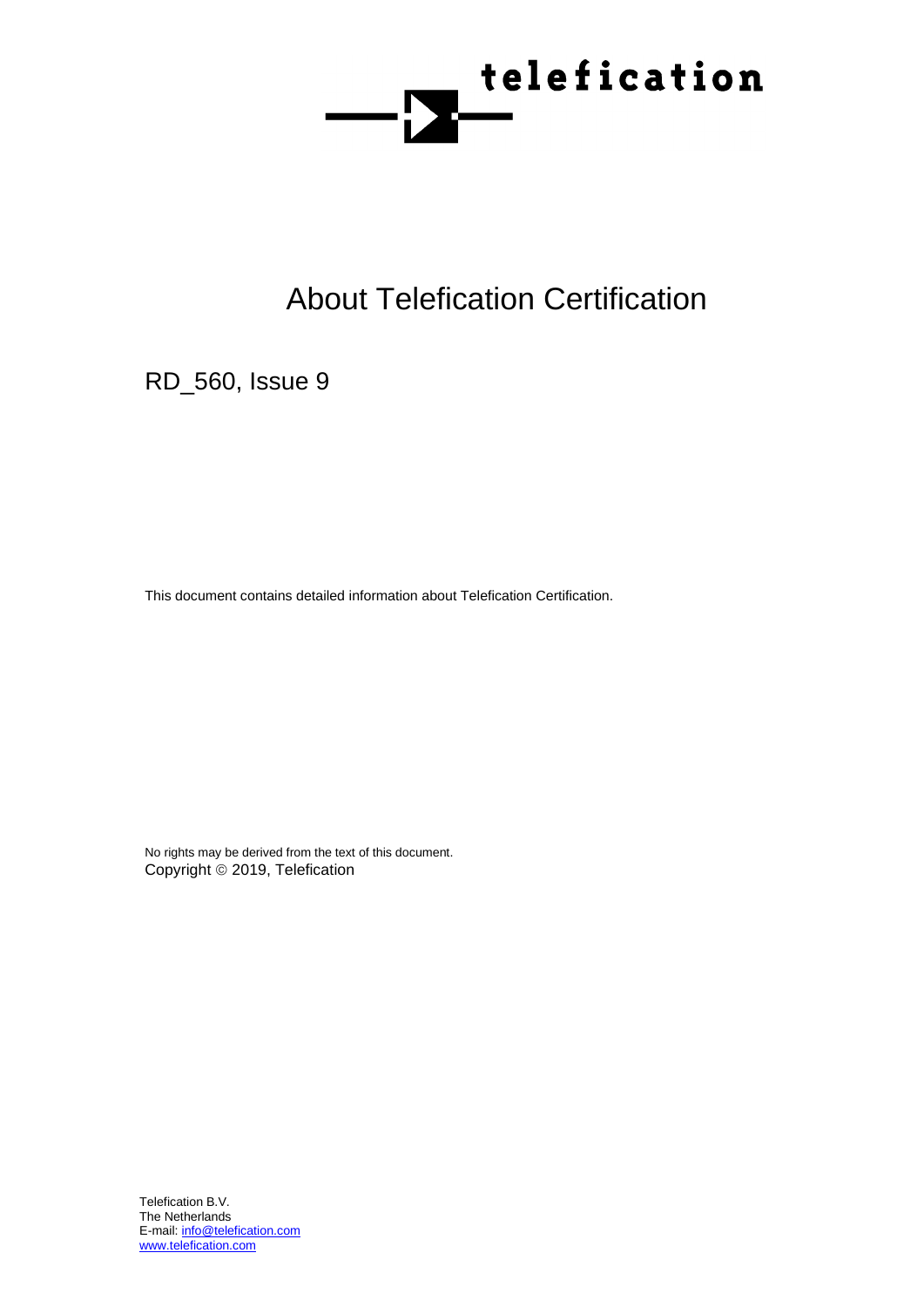telefication

# About Telefication Certification

RD_560, Issue 9

This document contains detailed information about Telefication Certification.

No rights may be derived from the text of this document.
Copyright © 2019, Telefication

Telefication B.V.
The Netherlands
E-mail: info@telefication.com
www.telefication.com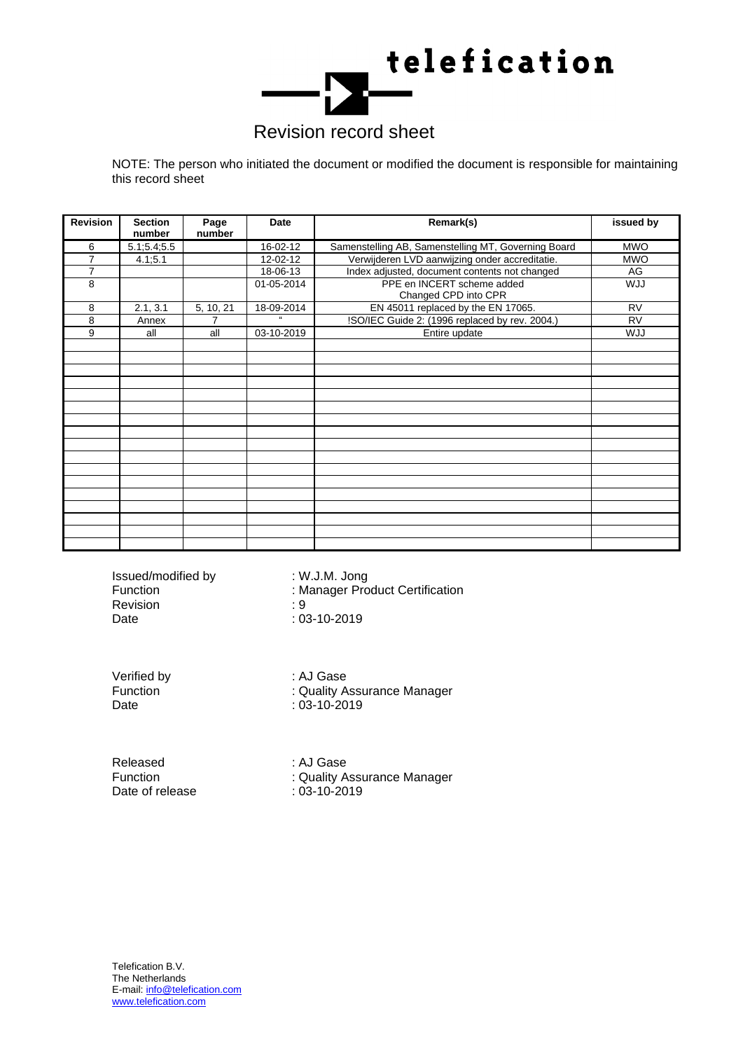telefication

# Revision record sheet

NOTE: The person who initiated the document or modified the document is responsible for maintaining this record sheet

| Revision | Section number | Page number | Date | Remark(s) | issued by |
|---|---|---|---|---|---|
| 6 | 5.1;5.4;5.5 | | 16-02-12 | Samenstelling AB, Samenstelling MT, Governing Board | MWO |
| 7 | 4.1;5.1 | | 12-02-12 | Verwijderen LVD aanwijzing onder accreditatie. | MWO |
| 7 | | | 18-06-13 | Index adjusted, document contents not changed | AG |
| 8 | | | 01-05-2014 | PPE en INCERT scheme added<br>Changed CPD into CPR | WJJ |
| 8 | 2.1, 3.1 | 5, 10, 21 | 18-09-2014 | EN 45011 replaced by the EN 17065. | RV |
| 8 | Annex | 7 | " | !SO/IEC Guide 2: (1996 replaced by rev. 2004.) | RV |
| 9 | all | all | 03-10-2019 | Entire update | WJJ |
| | | | | | |
| | | | | | |
| | | | | | |
| | | | | | |
| | | | | | |
| | | | | | |
| | | | | | |
| | | | | | |
| | | | | | |
| | | | | | |
| | | | | | |
| | | | | | |
| | | | | | |
| | | | | | |
| | | | | | |
| | | | | | |
| | | | | | |

Issued/modified by : W.J.M. Jong
Function : Manager Product Certification
Revision : 9
Date : 03-10-2019

Verified by : AJ Gase
Function : Quality Assurance Manager
Date : 03-10-2019

Released : AJ Gase
Function : Quality Assurance Manager
Date of release : 03-10-2019

Telefication B.V.
The Netherlands
E-mail: info@telefication.com
www.telefication.com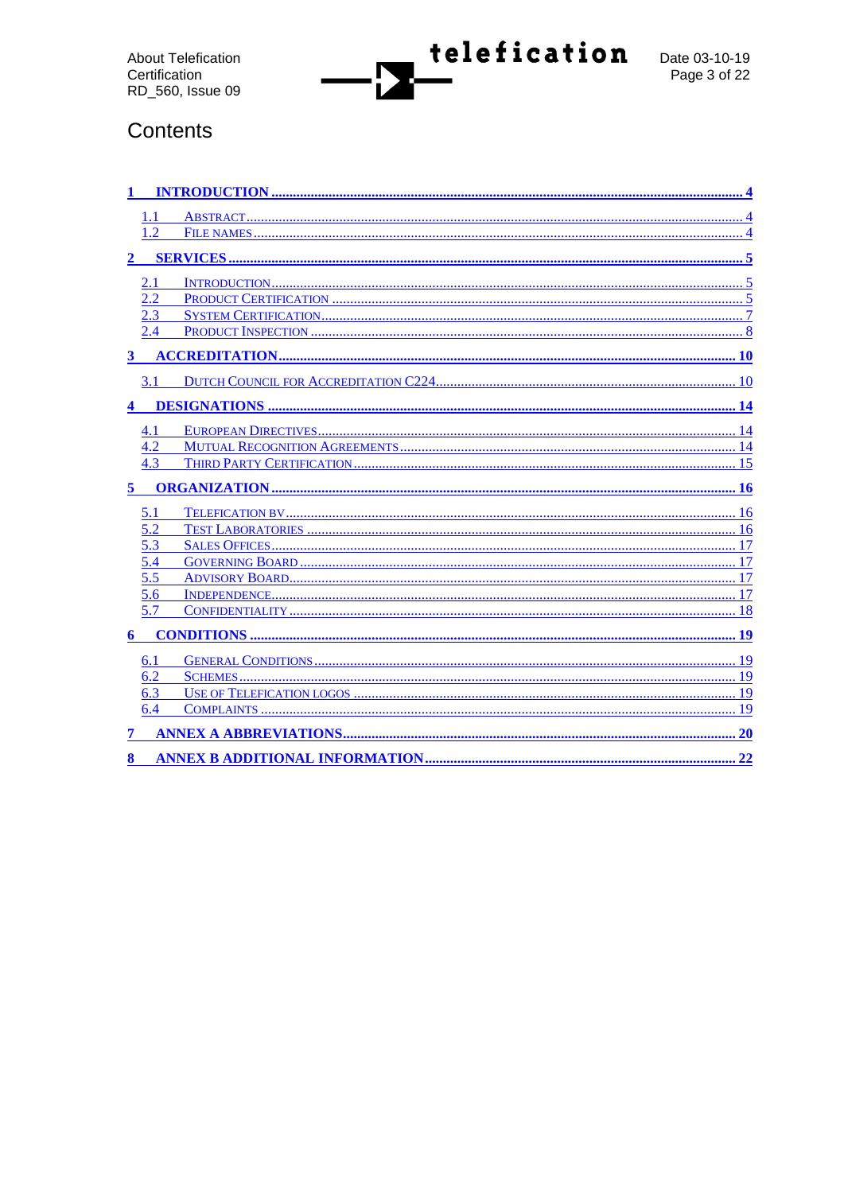# Contents

- **1 INTRODUCTION** ........ 4
  - 1.1 ABSTRACT ........ 4
  - 1.2 FILE NAMES ........ 4
- **2 SERVICES** ........ 5
  - 2.1 INTRODUCTION ........ 5
  - 2.2 PRODUCT CERTIFICATION ........ 5
  - 2.3 SYSTEM CERTIFICATION ........ 7
  - 2.4 PRODUCT INSPECTION ........ 8
- **3 ACCREDITATION** ........ 10
  - 3.1 DUTCH COUNCIL FOR ACCREDITATION C224 ........ 10
- **4 DESIGNATIONS** ........ 14
  - 4.1 EUROPEAN DIRECTIVES ........ 14
  - 4.2 MUTUAL RECOGNITION AGREEMENTS ........ 14
  - 4.3 THIRD PARTY CERTIFICATION ........ 15
- **5 ORGANIZATION** ........ 16
  - 5.1 TELEFICATION BV ........ 16
  - 5.2 TEST LABORATORIES ........ 16
  - 5.3 SALES OFFICES ........ 17
  - 5.4 GOVERNING BOARD ........ 17
  - 5.5 ADVISORY BOARD ........ 17
  - 5.6 INDEPENDENCE ........ 17
  - 5.7 CONFIDENTIALITY ........ 18
- **6 CONDITIONS** ........ 19
  - 6.1 GENERAL CONDITIONS ........ 19
  - 6.2 SCHEMES ........ 19
  - 6.3 USE OF TELEFICATION LOGOS ........ 19
  - 6.4 COMPLAINTS ........ 19
- **7 ANNEX A ABBREVIATIONS** ........ 20
- **8 ANNEX B ADDITIONAL INFORMATION** ........ 22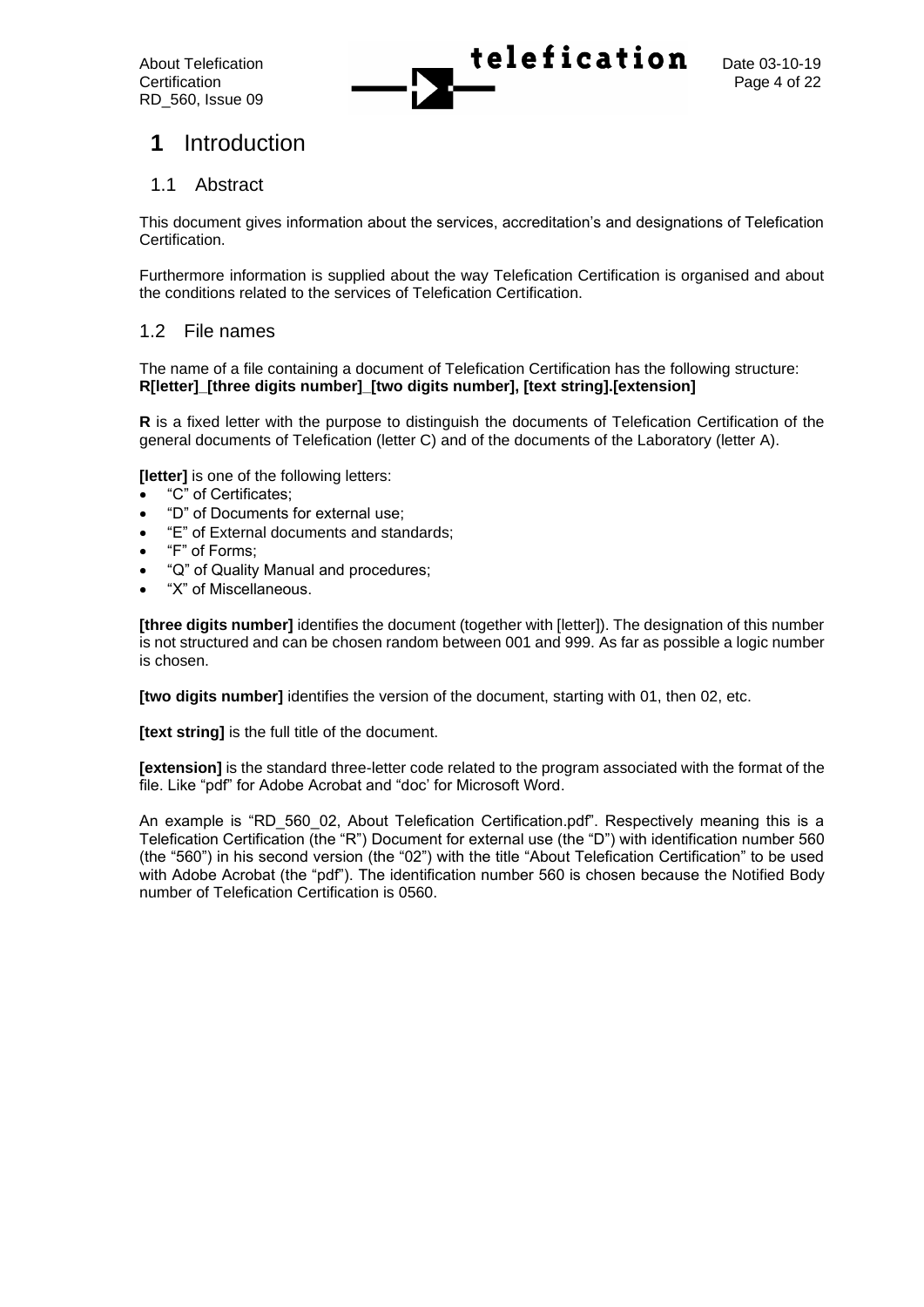# 1 Introduction

## 1.1 Abstract

This document gives information about the services, accreditation's and designations of Telefication Certification.

Furthermore information is supplied about the way Telefication Certification is organised and about the conditions related to the services of Telefication Certification.

## 1.2 File names

The name of a file containing a document of Telefication Certification has the following structure:
**R[letter]_[three digits number]_[two digits number], [text string].[extension]**

**R** is a fixed letter with the purpose to distinguish the documents of Telefication Certification of the general documents of Telefication (letter C) and of the documents of the Laboratory (letter A).

**[letter]** is one of the following letters:

- "C" of Certificates;
- "D" of Documents for external use;
- "E" of External documents and standards;
- "F" of Forms;
- "Q" of Quality Manual and procedures;
- "X" of Miscellaneous.

**[three digits number]** identifies the document (together with [letter]). The designation of this number is not structured and can be chosen random between 001 and 999. As far as possible a logic number is chosen.

**[two digits number]** identifies the version of the document, starting with 01, then 02, etc.

**[text string]** is the full title of the document.

**[extension]** is the standard three-letter code related to the program associated with the format of the file. Like "pdf" for Adobe Acrobat and "doc' for Microsoft Word.

An example is "RD_560_02, About Telefication Certification.pdf". Respectively meaning this is a Telefication Certification (the "R") Document for external use (the "D") with identification number 560 (the "560") in his second version (the "02") with the title "About Telefication Certification" to be used with Adobe Acrobat (the "pdf"). The identification number 560 is chosen because the Notified Body number of Telefication Certification is 0560.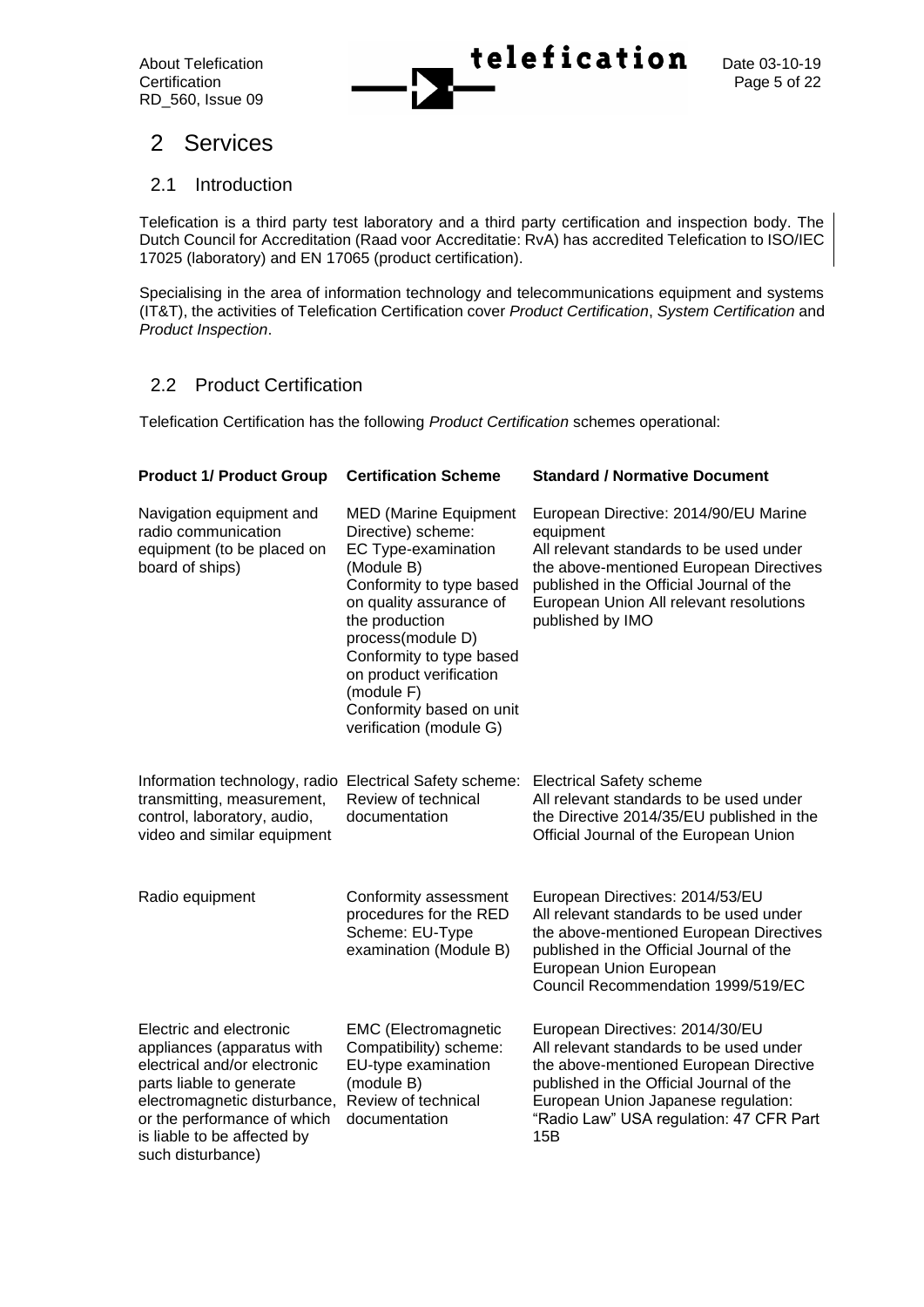# 2 Services

## 2.1 Introduction

Telefication is a third party test laboratory and a third party certification and inspection body. The Dutch Council for Accreditation (Raad voor Accreditatie: RvA) has accredited Telefication to ISO/IEC 17025 (laboratory) and EN 17065 (product certification).

Specialising in the area of information technology and telecommunications equipment and systems (IT&T), the activities of Telefication Certification cover *Product Certification*, *System Certification* and *Product Inspection*.

## 2.2 Product Certification

Telefication Certification has the following *Product Certification* schemes operational:

| **Product 1/ Product Group** | **Certification Scheme** | **Standard / Normative Document** |
|---|---|---|
| Navigation equipment and radio communication equipment (to be placed on board of ships) | MED (Marine Equipment Directive) scheme: EC Type-examination (Module B) Conformity to type based on quality assurance of the production process(module D) Conformity to type based on product verification (module F) Conformity based on unit verification (module G) | European Directive: 2014/90/EU Marine equipment All relevant standards to be used under the above-mentioned European Directives published in the Official Journal of the European Union All relevant resolutions published by IMO |
| Information technology, radio transmitting, measurement, control, laboratory, audio, video and similar equipment | Electrical Safety scheme: Review of technical documentation | Electrical Safety scheme All relevant standards to be used under the Directive 2014/35/EU published in the Official Journal of the European Union |
| Radio equipment | Conformity assessment procedures for the RED Scheme: EU-Type examination (Module B) | European Directives: 2014/53/EU All relevant standards to be used under the above-mentioned European Directives published in the Official Journal of the European Union European Council Recommendation 1999/519/EC |
| Electric and electronic appliances (apparatus with electrical and/or electronic parts liable to generate electromagnetic disturbance, or the performance of which is liable to be affected by such disturbance) | EMC (Electromagnetic Compatibility) scheme: EU-type examination (module B) Review of technical documentation | European Directives: 2014/30/EU All relevant standards to be used under the above-mentioned European Directive published in the Official Journal of the European Union Japanese regulation: "Radio Law" USA regulation: 47 CFR Part 15B |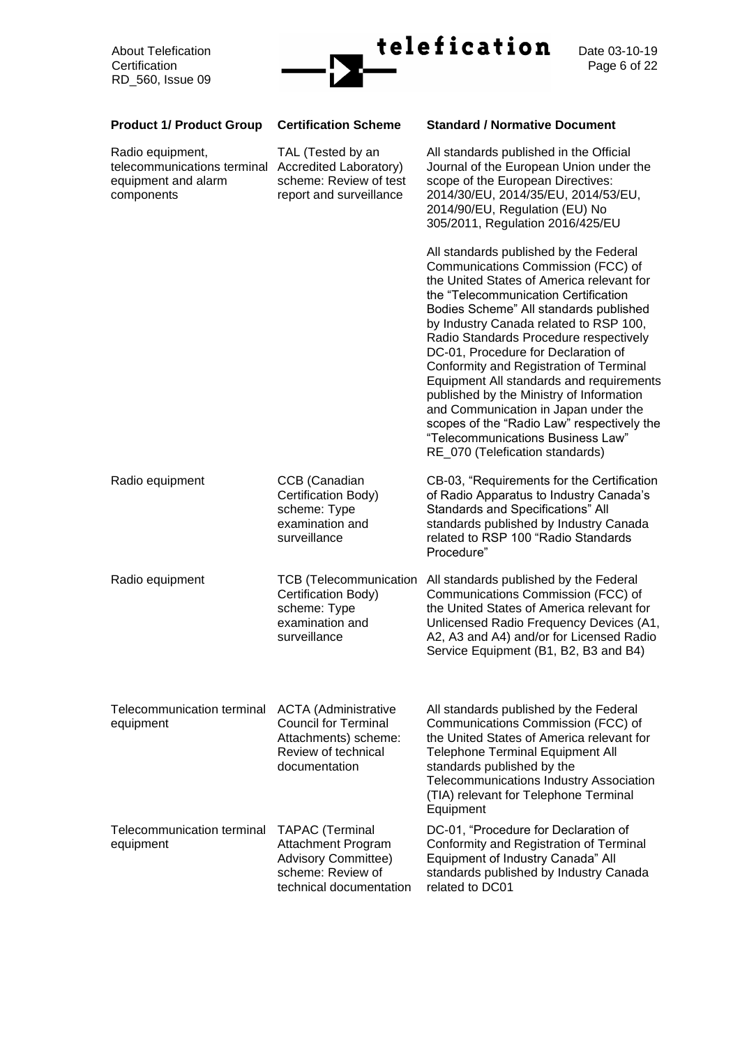| Product 1/ Product Group | Certification Scheme | Standard / Normative Document |
|---|---|---|
| Radio equipment, telecommunications terminal equipment and alarm components | TAL (Tested by an Accredited Laboratory) scheme: Review of test report and surveillance | All standards published in the Official Journal of the European Union under the scope of the European Directives: 2014/30/EU, 2014/35/EU, 2014/53/EU, 2014/90/EU, Regulation (EU) No 305/2011, Regulation 2016/425/EU<br><br>All standards published by the Federal Communications Commission (FCC) of the United States of America relevant for the "Telecommunication Certification Bodies Scheme" All standards published by Industry Canada related to RSP 100, Radio Standards Procedure respectively DC-01, Procedure for Declaration of Conformity and Registration of Terminal Equipment All standards and requirements published by the Ministry of Information and Communication in Japan under the scopes of the "Radio Law" respectively the "Telecommunications Business Law" RE_070 (Telefication standards) |
| Radio equipment | CCB (Canadian Certification Body) scheme: Type examination and surveillance | CB-03, "Requirements for the Certification of Radio Apparatus to Industry Canada's Standards and Specifications" All standards published by Industry Canada related to RSP 100 "Radio Standards Procedure" |
| Radio equipment | TCB (Telecommunication Certification Body) scheme: Type examination and surveillance | All standards published by the Federal Communications Commission (FCC) of the United States of America relevant for Unlicensed Radio Frequency Devices (A1, A2, A3 and A4) and/or for Licensed Radio Service Equipment (B1, B2, B3 and B4) |
| Telecommunication terminal equipment | ACTA (Administrative Council for Terminal Attachments) scheme: Review of technical documentation | All standards published by the Federal Communications Commission (FCC) of the United States of America relevant for Telephone Terminal Equipment All standards published by the Telecommunications Industry Association (TIA) relevant for Telephone Terminal Equipment |
| Telecommunication terminal equipment | TAPAC (Terminal Attachment Program Advisory Committee) scheme: Review of technical documentation | DC-01, "Procedure for Declaration of Conformity and Registration of Terminal Equipment of Industry Canada" All standards published by Industry Canada related to DC01 |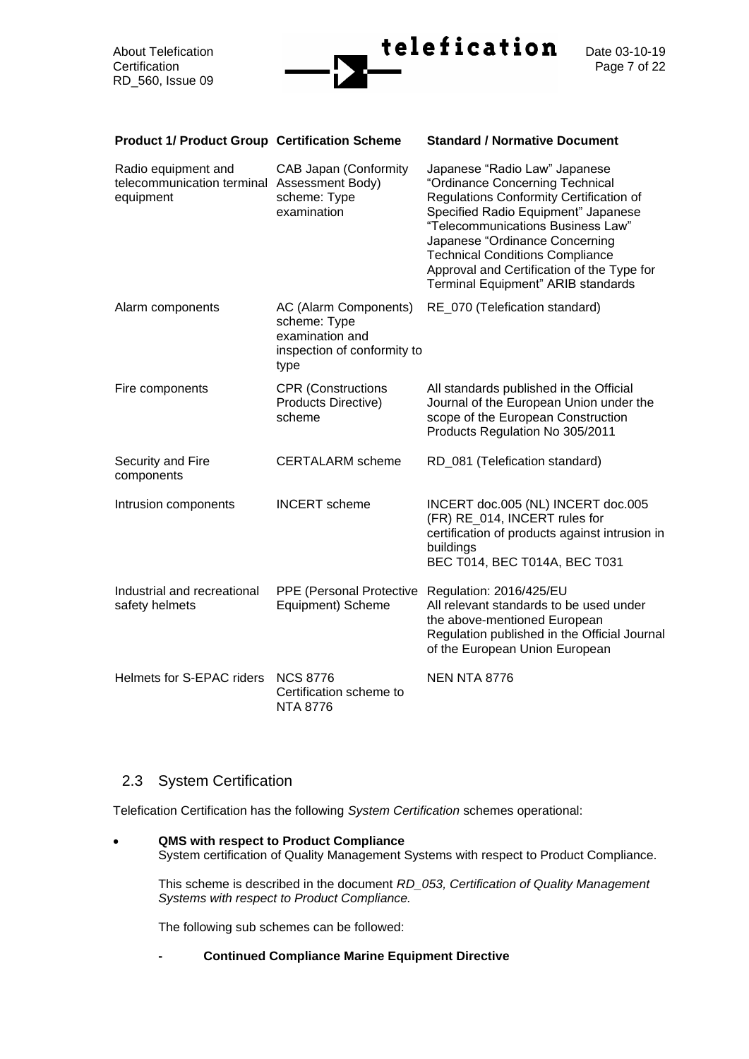| Product 1/ Product Group | Certification Scheme | Standard / Normative Document |
| --- | --- | --- |
| Radio equipment and telecommunication terminal equipment | CAB Japan (Conformity Assessment Body) scheme: Type examination | Japanese "Radio Law" Japanese "Ordinance Concerning Technical Regulations Conformity Certification of Specified Radio Equipment" Japanese "Telecommunications Business Law" Japanese "Ordinance Concerning Technical Conditions Compliance Approval and Certification of the Type for Terminal Equipment" ARIB standards |
| Alarm components | AC (Alarm Components) scheme: Type examination and inspection of conformity to type | RE_070 (Telefication standard) |
| Fire components | CPR (Constructions Products Directive) scheme | All standards published in the Official Journal of the European Union under the scope of the European Construction Products Regulation No 305/2011 |
| Security and Fire components | CERTALARM scheme | RD_081 (Telefication standard) |
| Intrusion components | INCERT scheme | INCERT doc.005 (NL) INCERT doc.005 (FR) RE_014, INCERT rules for certification of products against intrusion in buildings<br>BEC T014, BEC T014A, BEC T031 |
| Industrial and recreational safety helmets | PPE (Personal Protective Equipment) Scheme | Regulation: 2016/425/EU<br>All relevant standards to be used under the above-mentioned European Regulation published in the Official Journal of the European Union European |
| Helmets for S-EPAC riders | NCS 8776 Certification scheme to NTA 8776 | NEN NTA 8776 |

## 2.3 System Certification

Telefication Certification has the following *System Certification* schemes operational:

- **QMS with respect to Product Compliance**
  System certification of Quality Management Systems with respect to Product Compliance.

  This scheme is described in the document *RD_053, Certification of Quality Management Systems with respect to Product Compliance.*

  The following sub schemes can be followed:

  - **Continued Compliance Marine Equipment Directive**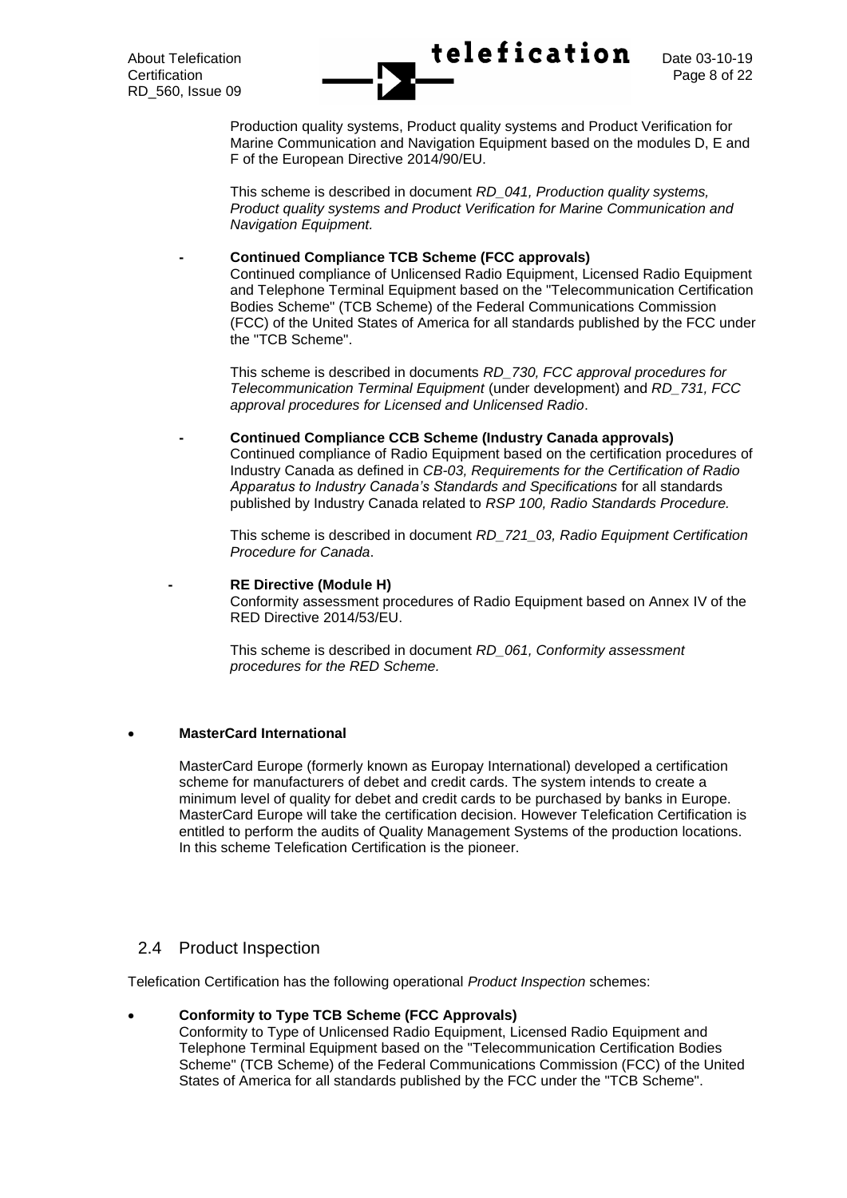Production quality systems, Product quality systems and Product Verification for Marine Communication and Navigation Equipment based on the modules D, E and F of the European Directive 2014/90/EU.

This scheme is described in document *RD_041, Production quality systems, Product quality systems and Product Verification for Marine Communication and Navigation Equipment.*

- **Continued Compliance TCB Scheme (FCC approvals)**
  Continued compliance of Unlicensed Radio Equipment, Licensed Radio Equipment and Telephone Terminal Equipment based on the "Telecommunication Certification Bodies Scheme" (TCB Scheme) of the Federal Communications Commission (FCC) of the United States of America for all standards published by the FCC under the "TCB Scheme".

  This scheme is described in documents *RD_730, FCC approval procedures for Telecommunication Terminal Equipment* (under development) and *RD_731, FCC approval procedures for Licensed and Unlicensed Radio*.

- **Continued Compliance CCB Scheme (Industry Canada approvals)**
  Continued compliance of Radio Equipment based on the certification procedures of Industry Canada as defined in *CB-03, Requirements for the Certification of Radio Apparatus to Industry Canada's Standards and Specifications* for all standards published by Industry Canada related to *RSP 100, Radio Standards Procedure.*

  This scheme is described in document *RD_721_03, Radio Equipment Certification Procedure for Canada*.

- **RE Directive (Module H)**
  Conformity assessment procedures of Radio Equipment based on Annex IV of the RED Directive 2014/53/EU.

  This scheme is described in document *RD_061, Conformity assessment procedures for the RED Scheme.*

- **MasterCard International**

  MasterCard Europe (formerly known as Europay International) developed a certification scheme for manufacturers of debet and credit cards. The system intends to create a minimum level of quality for debet and credit cards to be purchased by banks in Europe. MasterCard Europe will take the certification decision. However Telefication Certification is entitled to perform the audits of Quality Management Systems of the production locations. In this scheme Telefication Certification is the pioneer.

## 2.4 Product Inspection

Telefication Certification has the following operational *Product Inspection* schemes:

- **Conformity to Type TCB Scheme (FCC Approvals)**
  Conformity to Type of Unlicensed Radio Equipment, Licensed Radio Equipment and Telephone Terminal Equipment based on the "Telecommunication Certification Bodies Scheme" (TCB Scheme) of the Federal Communications Commission (FCC) of the United States of America for all standards published by the FCC under the "TCB Scheme".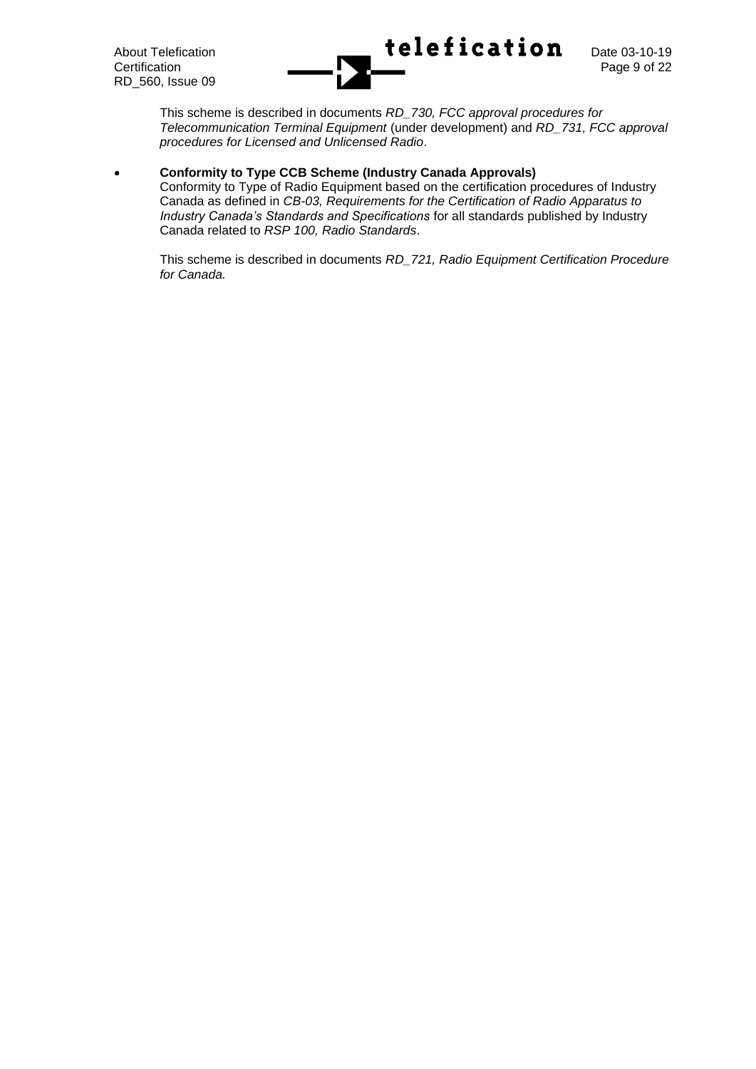This scheme is described in documents *RD_730, FCC approval procedures for Telecommunication Terminal Equipment* (under development) and *RD_731, FCC approval procedures for Licensed and Unlicensed Radio*.

- **Conformity to Type CCB Scheme (Industry Canada Approvals)**
  Conformity to Type of Radio Equipment based on the certification procedures of Industry Canada as defined in *CB-03, Requirements for the Certification of Radio Apparatus to Industry Canada's Standards and Specifications* for all standards published by Industry Canada related to *RSP 100, Radio Standards*.

  This scheme is described in documents *RD_721, Radio Equipment Certification Procedure for Canada.*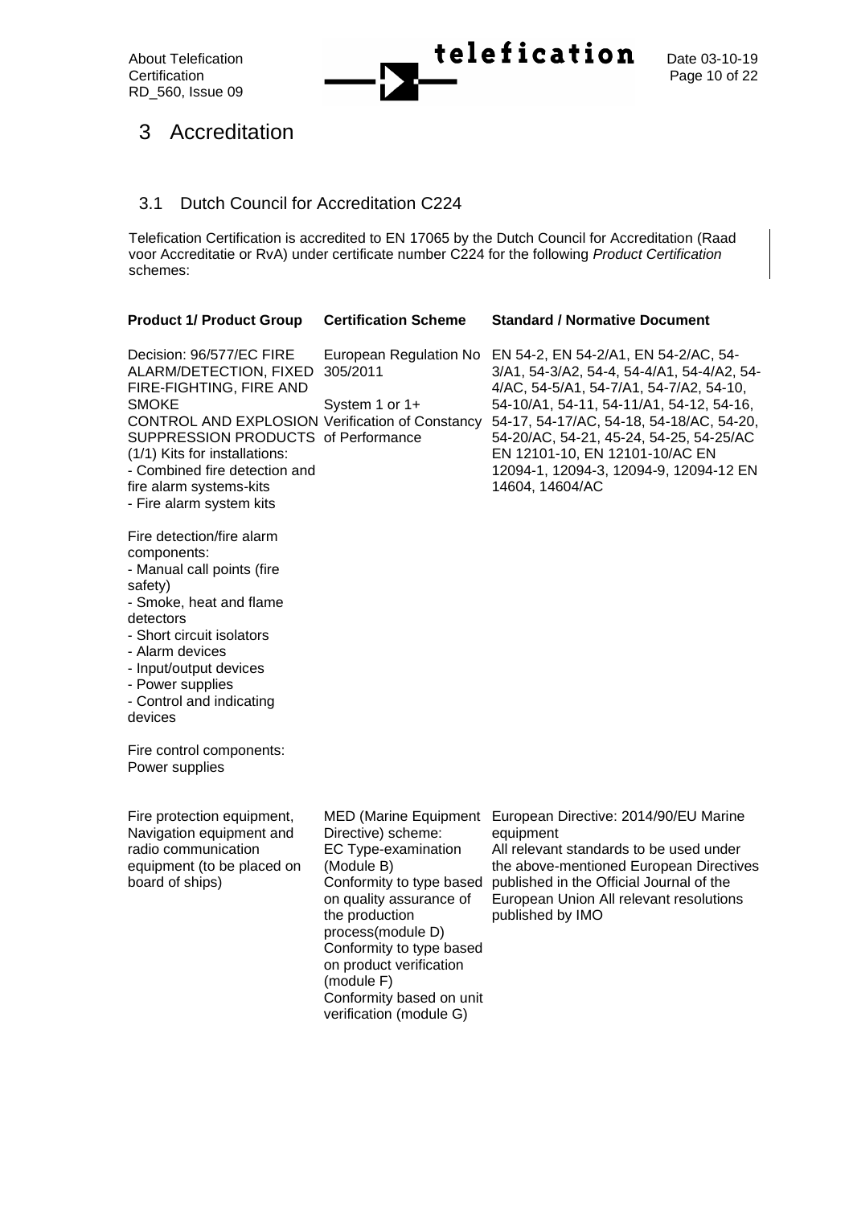# 3 Accreditation

## 3.1 Dutch Council for Accreditation C224

Telefication Certification is accredited to EN 17065 by the Dutch Council for Accreditation (Raad voor Accreditatie or RvA) under certificate number C224 for the following *Product Certification* schemes:

| Product 1/ Product Group | Certification Scheme | Standard / Normative Document |
|---|---|---|
| Decision: 96/577/EC FIRE ALARM/DETECTION, FIXED FIRE-FIGHTING, FIRE AND SMOKE CONTROL AND EXPLOSION SUPPRESSION PRODUCTS (1/1) Kits for installations:<br>- Combined fire detection and fire alarm systems-kits<br>- Fire alarm system kits<br><br>Fire detection/fire alarm components:<br>- Manual call points (fire safety)<br>- Smoke, heat and flame detectors<br>- Short circuit isolators<br>- Alarm devices<br>- Input/output devices<br>- Power supplies<br>- Control and indicating devices<br><br>Fire control components:<br>Power supplies | European Regulation No 305/2011<br><br>System 1 or 1+<br>Verification of Constancy of Performance | EN 54-2, EN 54-2/A1, EN 54-2/AC, 54-3/A1, 54-3/A2, 54-4, 54-4/A1, 54-4/A2, 54-4/AC, 54-5/A1, 54-7/A1, 54-7/A2, 54-10, 54-10/A1, 54-11, 54-11/A1, 54-12, 54-16, 54-17, 54-17/AC, 54-18, 54-18/AC, 54-20, 54-20/AC, 54-21, 45-24, 54-25, 54-25/AC EN 12101-10, EN 12101-10/AC EN 12094-1, 12094-3, 12094-9, 12094-12 EN 14604, 14604/AC |
| Fire protection equipment, Navigation equipment and radio communication equipment (to be placed on board of ships) | MED (Marine Equipment Directive) scheme:<br>EC Type-examination (Module B)<br>Conformity to type based on quality assurance of the production process(module D)<br>Conformity to type based on product verification (module F)<br>Conformity based on unit verification (module G) | European Directive: 2014/90/EU Marine equipment<br>All relevant standards to be used under the above-mentioned European Directives published in the Official Journal of the European Union All relevant resolutions published by IMO |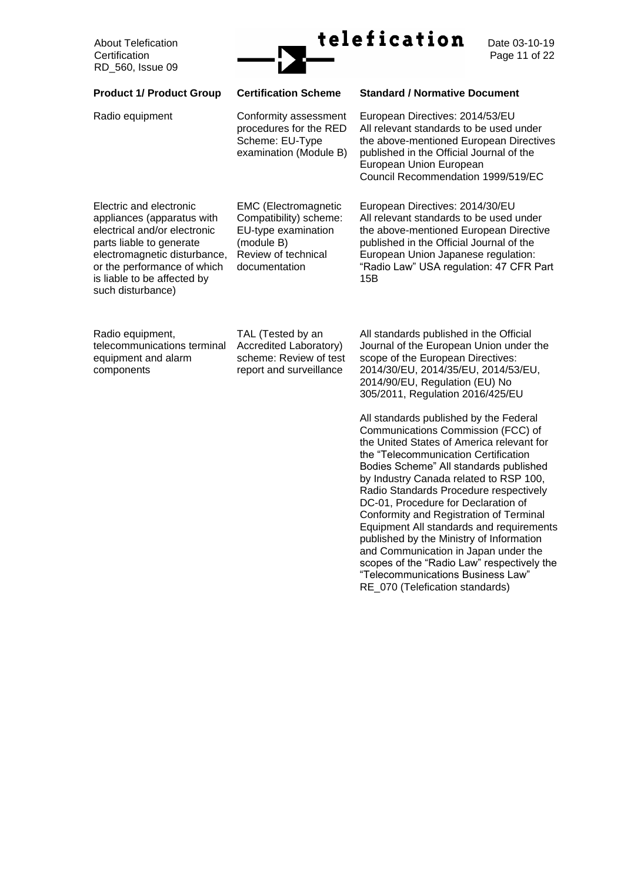| Product 1/ Product Group | Certification Scheme | Standard / Normative Document |
|---|---|---|
| Radio equipment | Conformity assessment procedures for the RED Scheme: EU-Type examination (Module B) | European Directives: 2014/53/EU All relevant standards to be used under the above-mentioned European Directives published in the Official Journal of the European Union European Council Recommendation 1999/519/EC |
| Electric and electronic appliances (apparatus with electrical and/or electronic parts liable to generate electromagnetic disturbance, or the performance of which is liable to be affected by such disturbance) | EMC (Electromagnetic Compatibility) scheme: EU-type examination (module B) Review of technical documentation | European Directives: 2014/30/EU All relevant standards to be used under the above-mentioned European Directive published in the Official Journal of the European Union Japanese regulation: "Radio Law" USA regulation: 47 CFR Part 15B |
| Radio equipment, telecommunications terminal equipment and alarm components | TAL (Tested by an Accredited Laboratory) scheme: Review of test report and surveillance | All standards published in the Official Journal of the European Union under the scope of the European Directives: 2014/30/EU, 2014/35/EU, 2014/53/EU, 2014/90/EU, Regulation (EU) No 305/2011, Regulation 2016/425/EU<br><br>All standards published by the Federal Communications Commission (FCC) of the United States of America relevant for the "Telecommunication Certification Bodies Scheme" All standards published by Industry Canada related to RSP 100, Radio Standards Procedure respectively DC-01, Procedure for Declaration of Conformity and Registration of Terminal Equipment All standards and requirements published by the Ministry of Information and Communication in Japan under the scopes of the "Radio Law" respectively the "Telecommunications Business Law" RE_070 (Telefication standards) |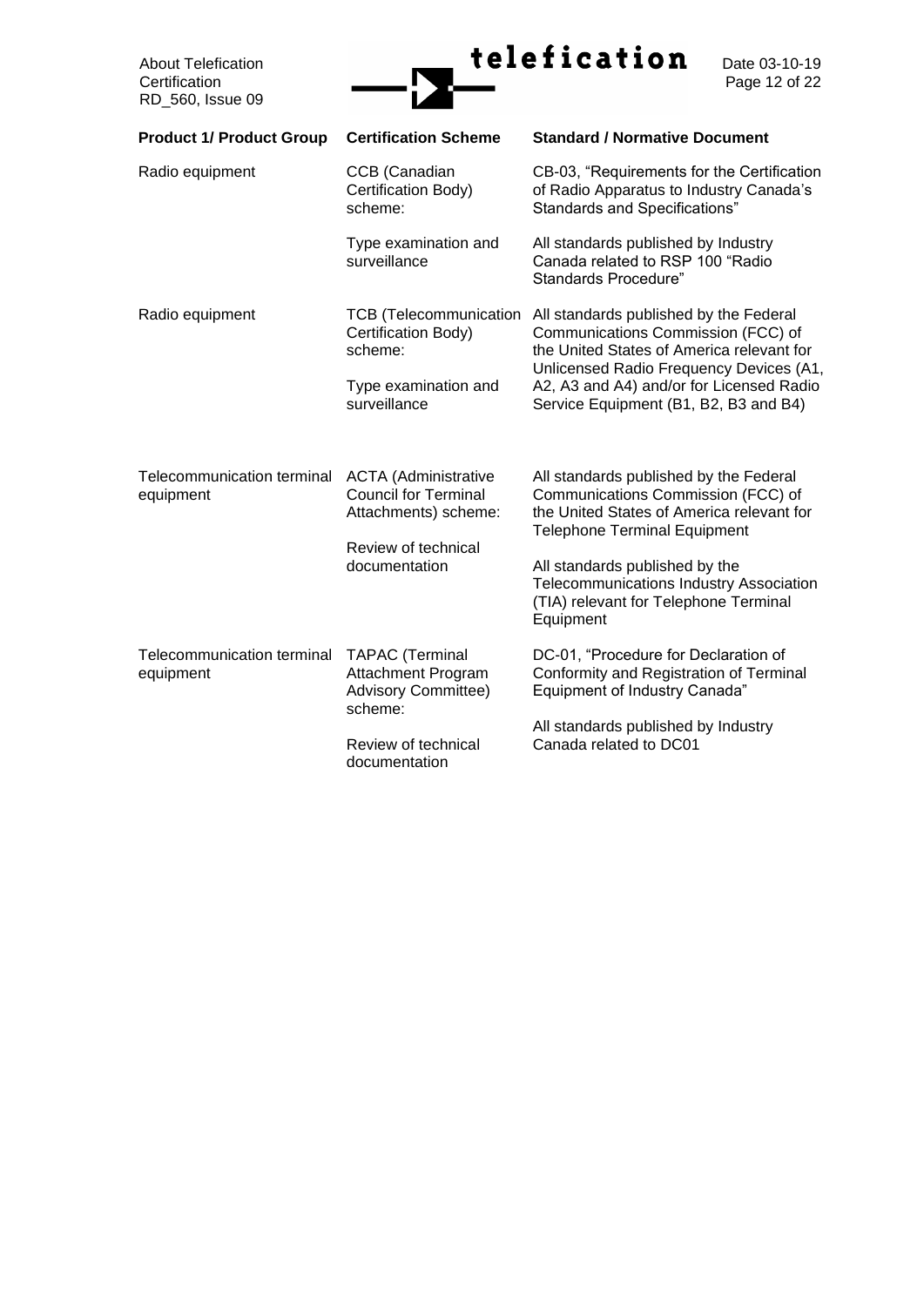| Product 1/ Product Group | Certification Scheme | Standard / Normative Document |
|---|---|---|
| Radio equipment | CCB (Canadian Certification Body) scheme:<br><br>Type examination and surveillance | CB-03, "Requirements for the Certification of Radio Apparatus to Industry Canada's Standards and Specifications"<br><br>All standards published by Industry Canada related to RSP 100 "Radio Standards Procedure" |
| Radio equipment | TCB (Telecommunication Certification Body) scheme:<br><br>Type examination and surveillance | All standards published by the Federal Communications Commission (FCC) of the United States of America relevant for Unlicensed Radio Frequency Devices (A1, A2, A3 and A4) and/or for Licensed Radio Service Equipment (B1, B2, B3 and B4) |
| Telecommunication terminal equipment | ACTA (Administrative Council for Terminal Attachments) scheme:<br><br>Review of technical documentation | All standards published by the Federal Communications Commission (FCC) of the United States of America relevant for Telephone Terminal Equipment<br><br>All standards published by the Telecommunications Industry Association (TIA) relevant for Telephone Terminal Equipment |
| Telecommunication terminal equipment | TAPAC (Terminal Attachment Program Advisory Committee) scheme:<br><br>Review of technical documentation | DC-01, "Procedure for Declaration of Conformity and Registration of Terminal Equipment of Industry Canada"<br><br>All standards published by Industry Canada related to DC01 |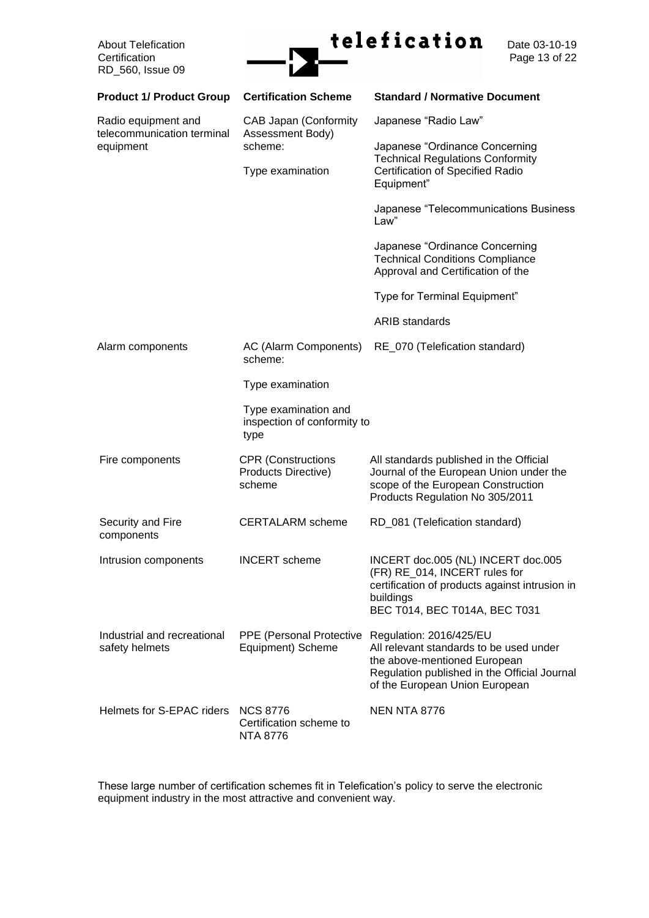| Product 1/ Product Group | Certification Scheme | Standard / Normative Document |
|---|---|---|
| Radio equipment and telecommunication terminal equipment | CAB Japan (Conformity Assessment Body) scheme:<br><br>Type examination | Japanese "Radio Law"<br><br>Japanese "Ordinance Concerning Technical Regulations Conformity Certification of Specified Radio Equipment"<br><br>Japanese "Telecommunications Business Law"<br><br>Japanese "Ordinance Concerning Technical Conditions Compliance Approval and Certification of the<br><br>Type for Terminal Equipment"<br><br>ARIB standards |
| Alarm components | AC (Alarm Components) scheme:<br><br>Type examination<br><br>Type examination and inspection of conformity to type | RE_070 (Telefication standard) |
| Fire components | CPR (Constructions Products Directive) scheme | All standards published in the Official Journal of the European Union under the scope of the European Construction Products Regulation No 305/2011 |
| Security and Fire components | CERTALARM scheme | RD_081 (Telefication standard) |
| Intrusion components | INCERT scheme | INCERT doc.005 (NL) INCERT doc.005 (FR) RE_014, INCERT rules for certification of products against intrusion in buildings<br>BEC T014, BEC T014A, BEC T031 |
| Industrial and recreational safety helmets | PPE (Personal Protective Equipment) Scheme | Regulation: 2016/425/EU<br>All relevant standards to be used under the above-mentioned European Regulation published in the Official Journal of the European Union European |
| Helmets for S-EPAC riders | NCS 8776<br>Certification scheme to NTA 8776 | NEN NTA 8776 |

These large number of certification schemes fit in Telefication's policy to serve the electronic equipment industry in the most attractive and convenient way.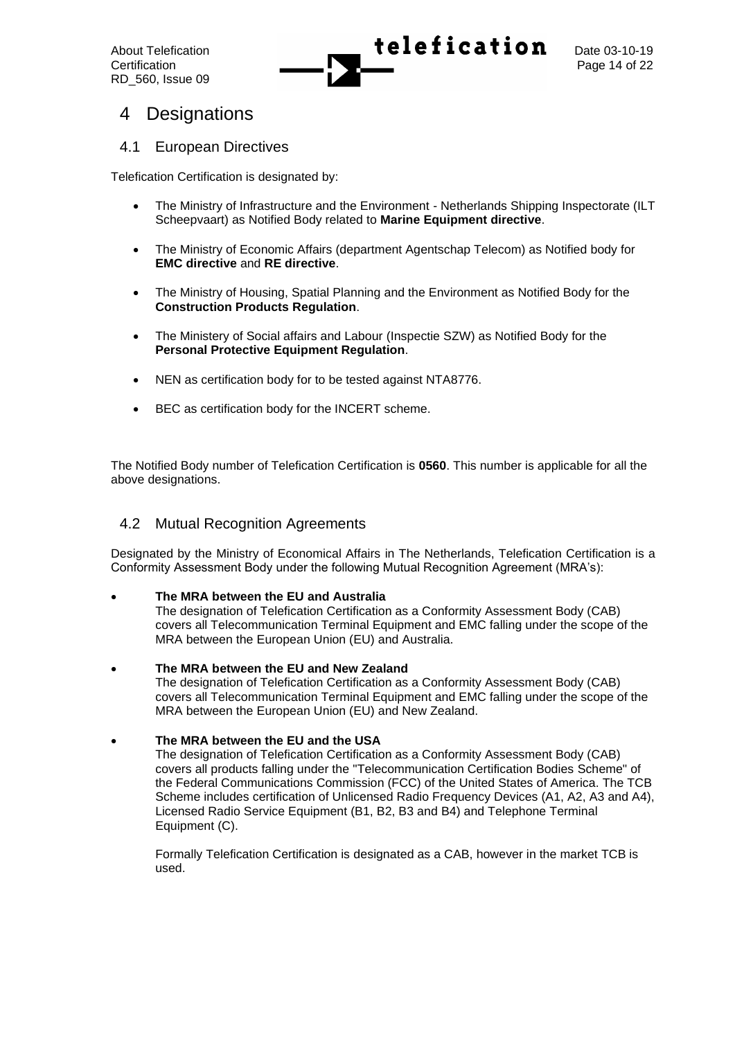# 4 Designations

## 4.1 European Directives

Telefication Certification is designated by:

- The Ministry of Infrastructure and the Environment - Netherlands Shipping Inspectorate (ILT Scheepvaart) as Notified Body related to **Marine Equipment directive**.
- The Ministry of Economic Affairs (department Agentschap Telecom) as Notified body for **EMC directive** and **RE directive**.
- The Ministry of Housing, Spatial Planning and the Environment as Notified Body for the **Construction Products Regulation**.
- The Ministery of Social affairs and Labour (Inspectie SZW) as Notified Body for the **Personal Protective Equipment Regulation**.
- NEN as certification body for to be tested against NTA8776.
- BEC as certification body for the INCERT scheme.

The Notified Body number of Telefication Certification is **0560**. This number is applicable for all the above designations.

## 4.2 Mutual Recognition Agreements

Designated by the Ministry of Economical Affairs in The Netherlands, Telefication Certification is a Conformity Assessment Body under the following Mutual Recognition Agreement (MRA's):

- **The MRA between the EU and Australia**
  The designation of Telefication Certification as a Conformity Assessment Body (CAB) covers all Telecommunication Terminal Equipment and EMC falling under the scope of the MRA between the European Union (EU) and Australia.

- **The MRA between the EU and New Zealand**
  The designation of Telefication Certification as a Conformity Assessment Body (CAB) covers all Telecommunication Terminal Equipment and EMC falling under the scope of the MRA between the European Union (EU) and New Zealand.

- **The MRA between the EU and the USA**
  The designation of Telefication Certification as a Conformity Assessment Body (CAB) covers all products falling under the "Telecommunication Certification Bodies Scheme" of the Federal Communications Commission (FCC) of the United States of America. The TCB Scheme includes certification of Unlicensed Radio Frequency Devices (A1, A2, A3 and A4), Licensed Radio Service Equipment (B1, B2, B3 and B4) and Telephone Terminal Equipment (C).

  Formally Telefication Certification is designated as a CAB, however in the market TCB is used.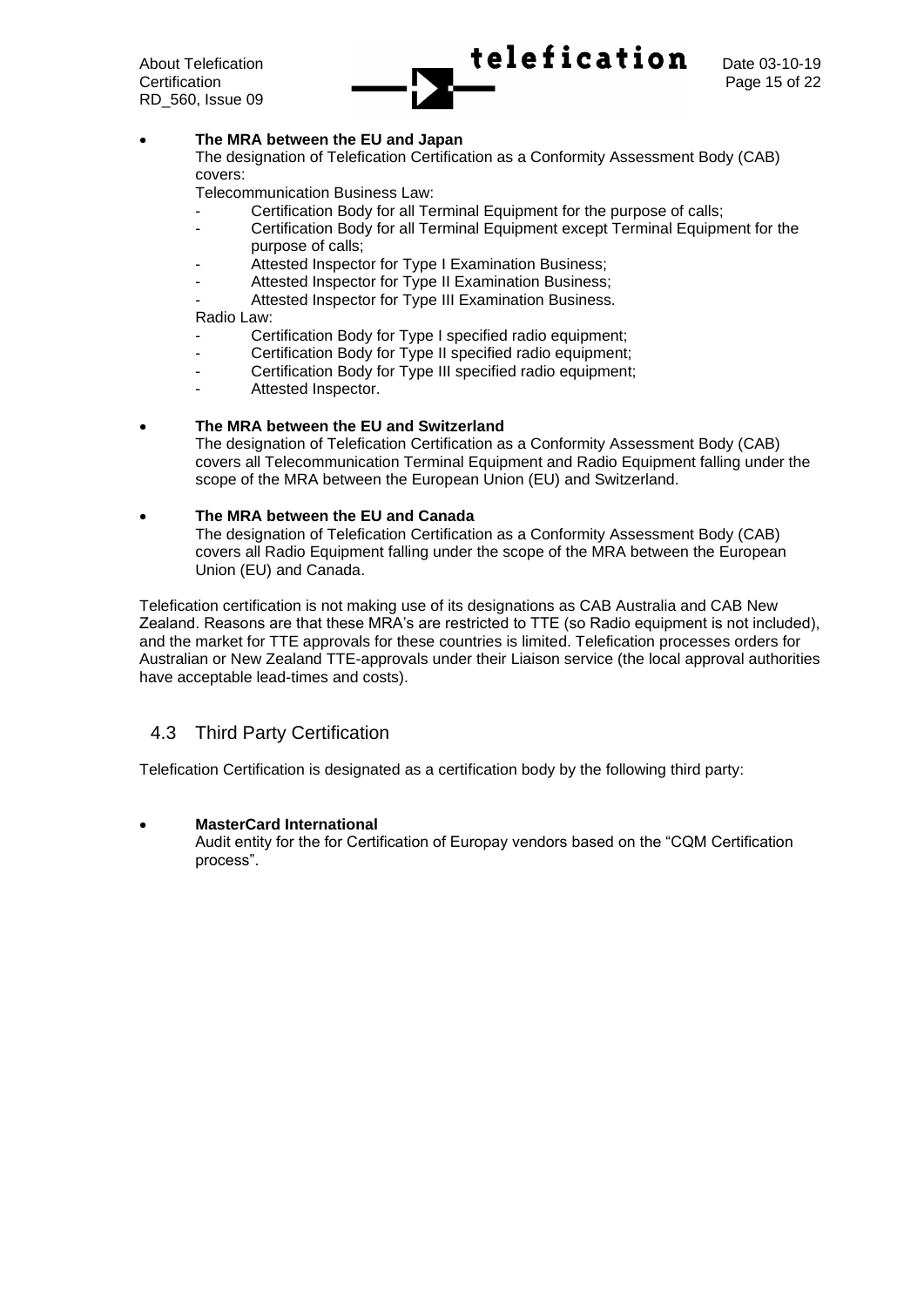- **The MRA between the EU and Japan**
  The designation of Telefication Certification as a Conformity Assessment Body (CAB) covers:
  Telecommunication Business Law:
  - Certification Body for all Terminal Equipment for the purpose of calls;
  - Certification Body for all Terminal Equipment except Terminal Equipment for the purpose of calls;
  - Attested Inspector for Type I Examination Business;
  - Attested Inspector for Type II Examination Business;
  - Attested Inspector for Type III Examination Business.

  Radio Law:
  - Certification Body for Type I specified radio equipment;
  - Certification Body for Type II specified radio equipment;
  - Certification Body for Type III specified radio equipment;
  - Attested Inspector.

- **The MRA between the EU and Switzerland**
  The designation of Telefication Certification as a Conformity Assessment Body (CAB) covers all Telecommunication Terminal Equipment and Radio Equipment falling under the scope of the MRA between the European Union (EU) and Switzerland.

- **The MRA between the EU and Canada**
  The designation of Telefication Certification as a Conformity Assessment Body (CAB) covers all Radio Equipment falling under the scope of the MRA between the European Union (EU) and Canada.

Telefication certification is not making use of its designations as CAB Australia and CAB New Zealand. Reasons are that these MRA's are restricted to TTE (so Radio equipment is not included), and the market for TTE approvals for these countries is limited. Telefication processes orders for Australian or New Zealand TTE-approvals under their Liaison service (the local approval authorities have acceptable lead-times and costs).

## 4.3 Third Party Certification

Telefication Certification is designated as a certification body by the following third party:

- **MasterCard International**
  Audit entity for the for Certification of Europay vendors based on the "CQM Certification process".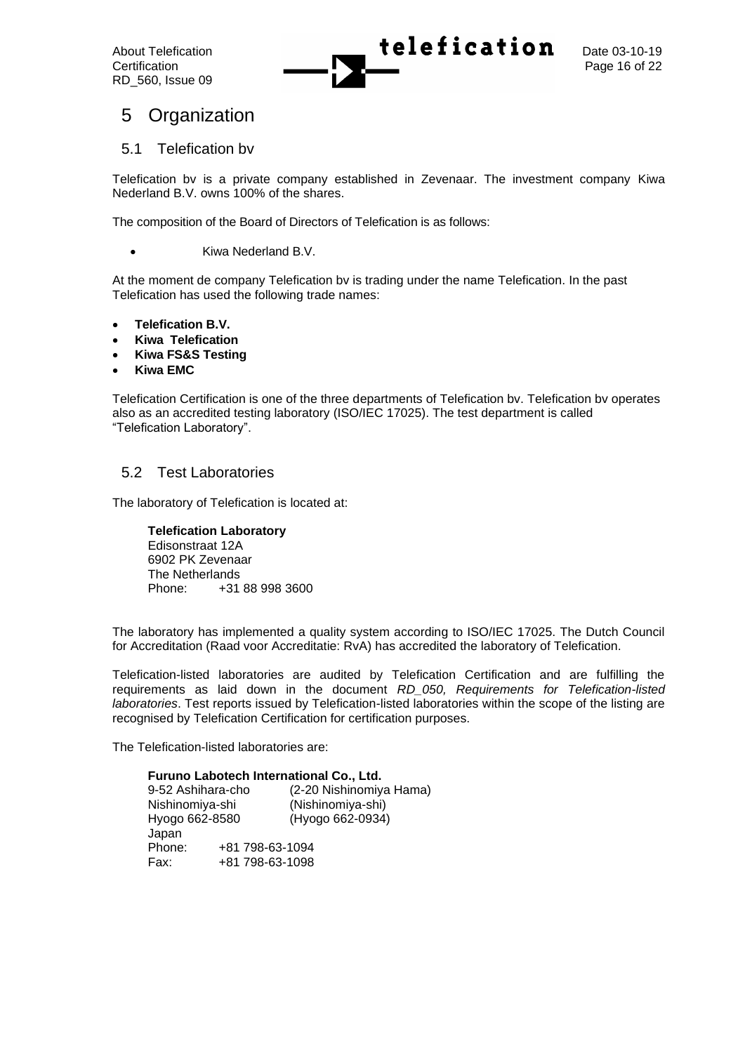# 5 Organization

## 5.1 Telefication bv

Telefication bv is a private company established in Zevenaar. The investment company Kiwa Nederland B.V. owns 100% of the shares.

The composition of the Board of Directors of Telefication is as follows:

- Kiwa Nederland B.V.

At the moment de company Telefication bv is trading under the name Telefication. In the past Telefication has used the following trade names:

- **Telefication B.V.**
- **Kiwa Telefication**
- **Kiwa FS&S Testing**
- **Kiwa EMC**

Telefication Certification is one of the three departments of Telefication bv. Telefication bv operates also as an accredited testing laboratory (ISO/IEC 17025). The test department is called "Telefication Laboratory".

## 5.2 Test Laboratories

The laboratory of Telefication is located at:

**Telefication Laboratory**  
Edisonstraat 12A  
6902 PK Zevenaar  
The Netherlands  
Phone: +31 88 998 3600

The laboratory has implemented a quality system according to ISO/IEC 17025. The Dutch Council for Accreditation (Raad voor Accreditatie: RvA) has accredited the laboratory of Telefication.

Telefication-listed laboratories are audited by Telefication Certification and are fulfilling the requirements as laid down in the document *RD_050, Requirements for Telefication-listed laboratories*. Test reports issued by Telefication-listed laboratories within the scope of the listing are recognised by Telefication Certification for certification purposes.

The Telefication-listed laboratories are:

**Furuno Labotech International Co., Ltd.**  
9-52 Ashihara-cho (2-20 Nishinomiya Hama)  
Nishinomiya-shi (Nishinomiya-shi)  
Hyogo 662-8580 (Hyogo 662-0934)  
Japan  
Phone: +81 798-63-1094  
Fax: +81 798-63-1098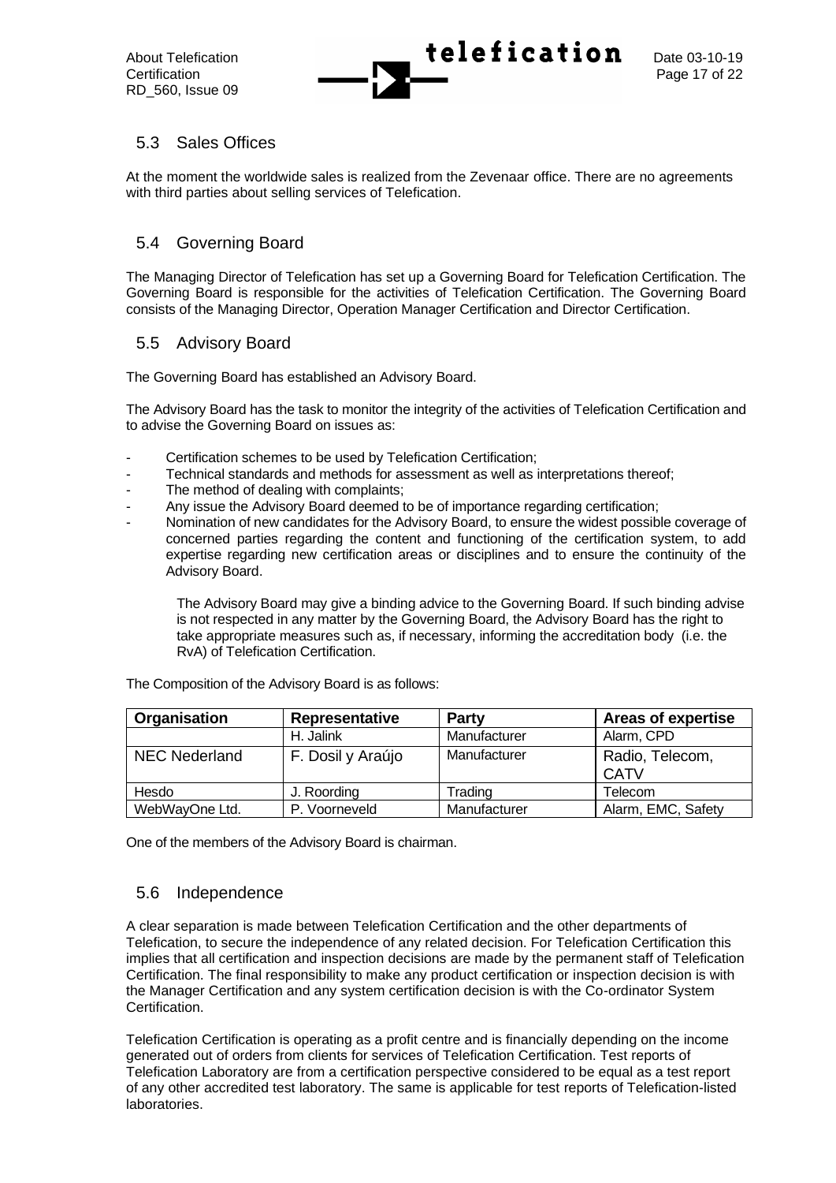## 5.3 Sales Offices

At the moment the worldwide sales is realized from the Zevenaar office. There are no agreements with third parties about selling services of Telefication.

## 5.4 Governing Board

The Managing Director of Telefication has set up a Governing Board for Telefication Certification. The Governing Board is responsible for the activities of Telefication Certification. The Governing Board consists of the Managing Director, Operation Manager Certification and Director Certification.

## 5.5 Advisory Board

The Governing Board has established an Advisory Board.

The Advisory Board has the task to monitor the integrity of the activities of Telefication Certification and to advise the Governing Board on issues as:

- Certification schemes to be used by Telefication Certification;
- Technical standards and methods for assessment as well as interpretations thereof;
- The method of dealing with complaints;
- Any issue the Advisory Board deemed to be of importance regarding certification;
- Nomination of new candidates for the Advisory Board, to ensure the widest possible coverage of concerned parties regarding the content and functioning of the certification system, to add expertise regarding new certification areas or disciplines and to ensure the continuity of the Advisory Board.

  The Advisory Board may give a binding advice to the Governing Board. If such binding advise is not respected in any matter by the Governing Board, the Advisory Board has the right to take appropriate measures such as, if necessary, informing the accreditation body (i.e. the RvA) of Telefication Certification.

The Composition of the Advisory Board is as follows:

| Organisation | Representative | Party | Areas of expertise |
|---|---|---|---|
| | H. Jalink | Manufacturer | Alarm, CPD |
| NEC Nederland | F. Dosil y Araújo | Manufacturer | Radio, Telecom, CATV |
| Hesdo | J. Roording | Trading | Telecom |
| WebWayOne Ltd. | P. Voorneveld | Manufacturer | Alarm, EMC, Safety |

One of the members of the Advisory Board is chairman.

## 5.6 Independence

A clear separation is made between Telefication Certification and the other departments of Telefication, to secure the independence of any related decision. For Telefication Certification this implies that all certification and inspection decisions are made by the permanent staff of Telefication Certification. The final responsibility to make any product certification or inspection decision is with the Manager Certification and any system certification decision is with the Co-ordinator System Certification.

Telefication Certification is operating as a profit centre and is financially depending on the income generated out of orders from clients for services of Telefication Certification. Test reports of Telefication Laboratory are from a certification perspective considered to be equal as a test report of any other accredited test laboratory. The same is applicable for test reports of Telefication-listed laboratories.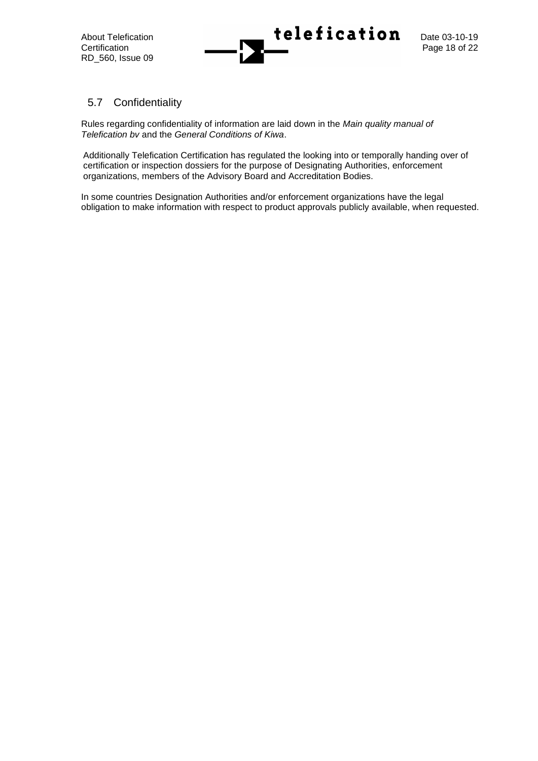## 5.7 Confidentiality

Rules regarding confidentiality of information are laid down in the *Main quality manual of Telefication bv* and the *General Conditions of Kiwa*.

Additionally Telefication Certification has regulated the looking into or temporally handing over of certification or inspection dossiers for the purpose of Designating Authorities, enforcement organizations, members of the Advisory Board and Accreditation Bodies.

In some countries Designation Authorities and/or enforcement organizations have the legal obligation to make information with respect to product approvals publicly available, when requested.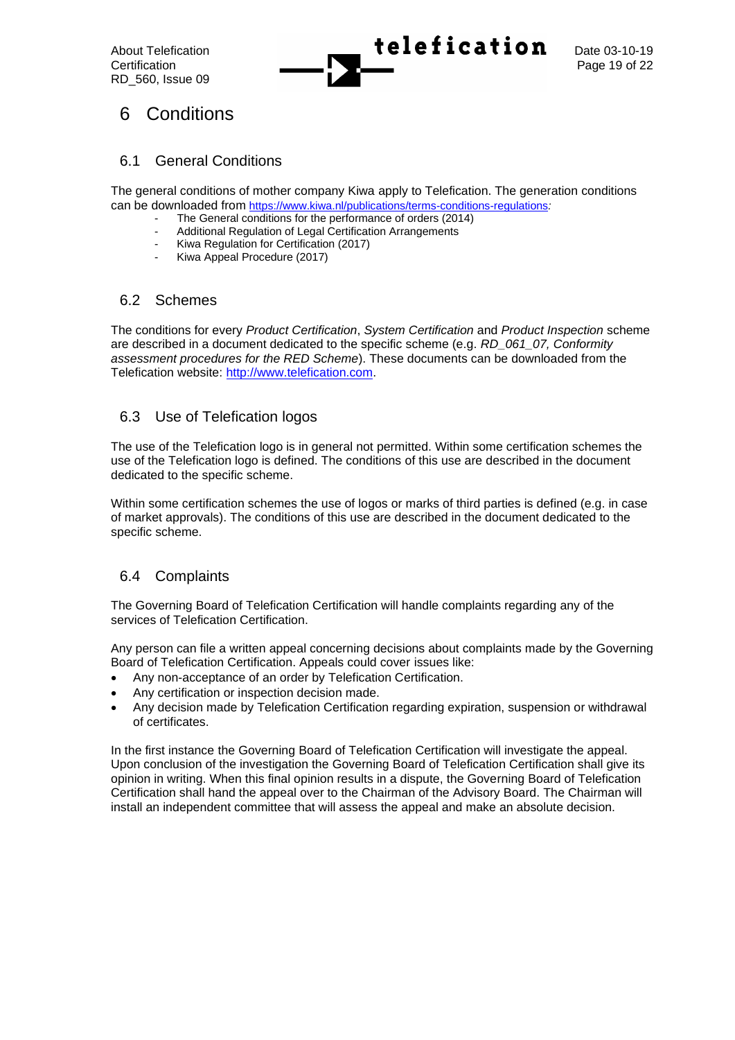# 6 Conditions

## 6.1 General Conditions

The general conditions of mother company Kiwa apply to Telefication. The generation conditions can be downloaded from https://www.kiwa.nl/publications/terms-conditions-regulations*:*

- The General conditions for the performance of orders (2014)
- Additional Regulation of Legal Certification Arrangements
- Kiwa Regulation for Certification (2017)
- Kiwa Appeal Procedure (2017)

## 6.2 Schemes

The conditions for every *Product Certification*, *System Certification* and *Product Inspection* scheme are described in a document dedicated to the specific scheme (e.g. *RD_061_07, Conformity assessment procedures for the RED Scheme*). These documents can be downloaded from the Telefication website: http://www.telefication.com.

## 6.3 Use of Telefication logos

The use of the Telefication logo is in general not permitted. Within some certification schemes the use of the Telefication logo is defined. The conditions of this use are described in the document dedicated to the specific scheme.

Within some certification schemes the use of logos or marks of third parties is defined (e.g. in case of market approvals). The conditions of this use are described in the document dedicated to the specific scheme.

## 6.4 Complaints

The Governing Board of Telefication Certification will handle complaints regarding any of the services of Telefication Certification.

Any person can file a written appeal concerning decisions about complaints made by the Governing Board of Telefication Certification. Appeals could cover issues like:

- Any non-acceptance of an order by Telefication Certification.
- Any certification or inspection decision made.
- Any decision made by Telefication Certification regarding expiration, suspension or withdrawal of certificates.

In the first instance the Governing Board of Telefication Certification will investigate the appeal. Upon conclusion of the investigation the Governing Board of Telefication Certification shall give its opinion in writing. When this final opinion results in a dispute, the Governing Board of Telefication Certification shall hand the appeal over to the Chairman of the Advisory Board. The Chairman will install an independent committee that will assess the appeal and make an absolute decision.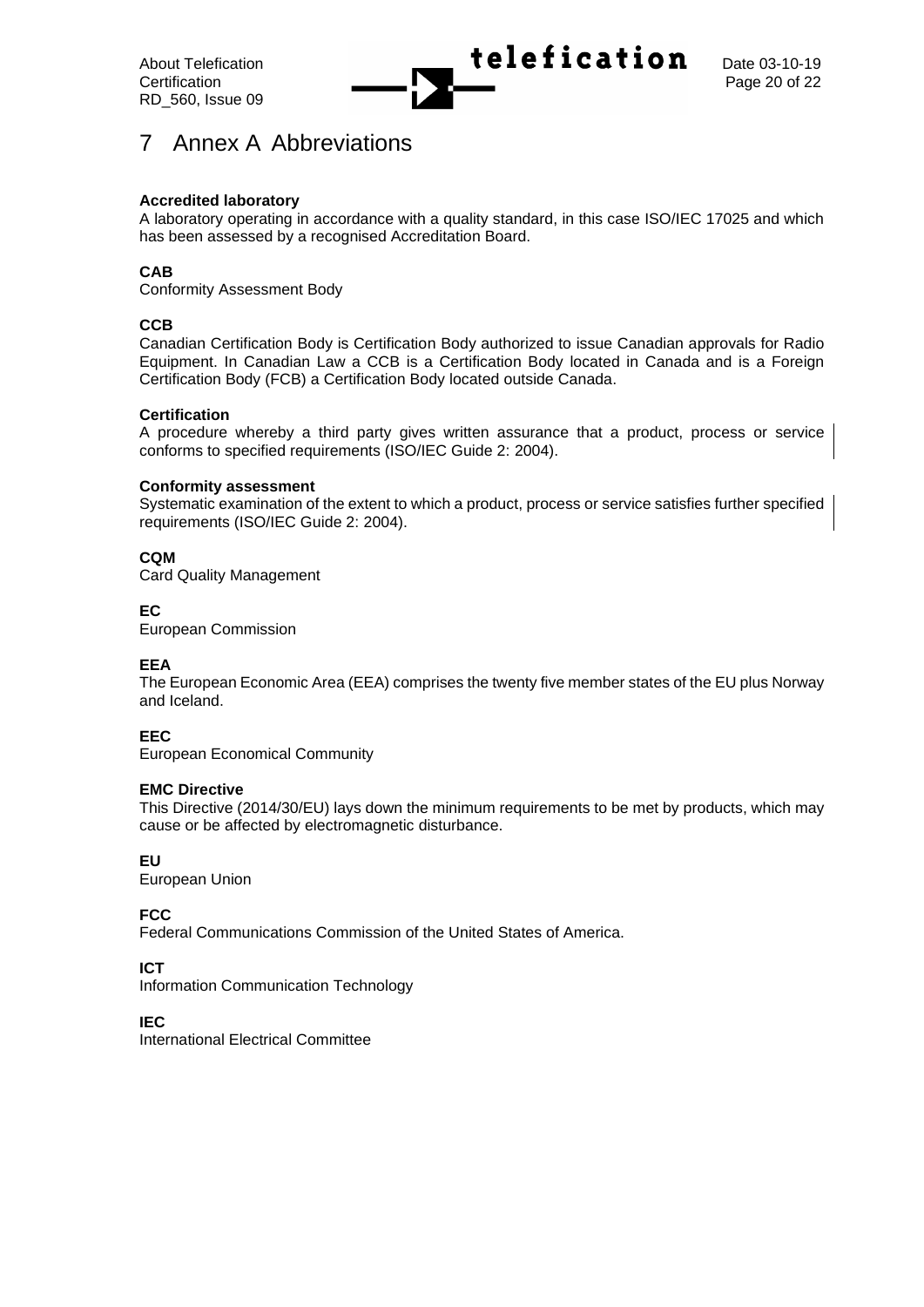# 7 Annex A Abbreviations

**Accredited laboratory**
A laboratory operating in accordance with a quality standard, in this case ISO/IEC 17025 and which has been assessed by a recognised Accreditation Board.

**CAB**
Conformity Assessment Body

**CCB**
Canadian Certification Body is Certification Body authorized to issue Canadian approvals for Radio Equipment. In Canadian Law a CCB is a Certification Body located in Canada and is a Foreign Certification Body (FCB) a Certification Body located outside Canada.

**Certification**
A procedure whereby a third party gives written assurance that a product, process or service conforms to specified requirements (ISO/IEC Guide 2: 2004).

**Conformity assessment**
Systematic examination of the extent to which a product, process or service satisfies further specified requirements (ISO/IEC Guide 2: 2004).

**CQM**
Card Quality Management

**EC**
European Commission

**EEA**
The European Economic Area (EEA) comprises the twenty five member states of the EU plus Norway and Iceland.

**EEC**
European Economical Community

**EMC Directive**
This Directive (2014/30/EU) lays down the minimum requirements to be met by products, which may cause or be affected by electromagnetic disturbance.

**EU**
European Union

**FCC**
Federal Communications Commission of the United States of America.

**ICT**
Information Communication Technology

**IEC**
International Electrical Committee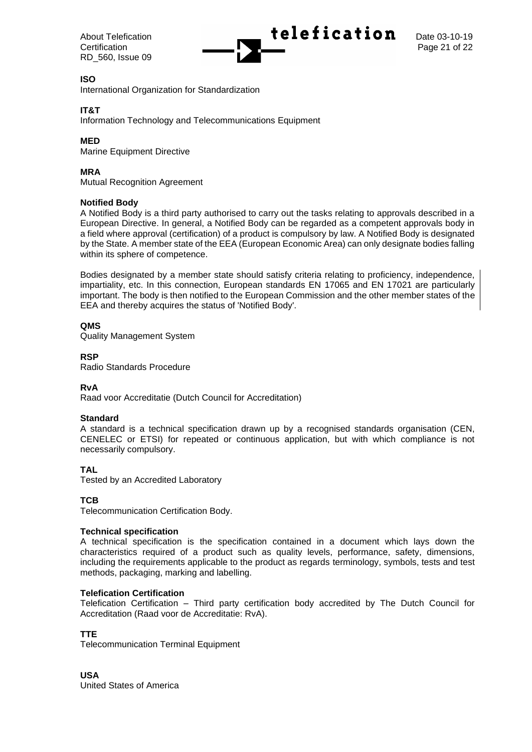**ISO**
International Organization for Standardization

**IT&T**
Information Technology and Telecommunications Equipment

**MED**
Marine Equipment Directive

**MRA**
Mutual Recognition Agreement

**Notified Body**
A Notified Body is a third party authorised to carry out the tasks relating to approvals described in a European Directive. In general, a Notified Body can be regarded as a competent approvals body in a field where approval (certification) of a product is compulsory by law. A Notified Body is designated by the State. A member state of the EEA (European Economic Area) can only designate bodies falling within its sphere of competence.

Bodies designated by a member state should satisfy criteria relating to proficiency, independence, impartiality, etc. In this connection, European standards EN 17065 and EN 17021 are particularly important. The body is then notified to the European Commission and the other member states of the EEA and thereby acquires the status of 'Notified Body'.

**QMS**
Quality Management System

**RSP**
Radio Standards Procedure

**RvA**
Raad voor Accreditatie (Dutch Council for Accreditation)

**Standard**
A standard is a technical specification drawn up by a recognised standards organisation (CEN, CENELEC or ETSI) for repeated or continuous application, but with which compliance is not necessarily compulsory.

**TAL**
Tested by an Accredited Laboratory

**TCB**
Telecommunication Certification Body.

**Technical specification**
A technical specification is the specification contained in a document which lays down the characteristics required of a product such as quality levels, performance, safety, dimensions, including the requirements applicable to the product as regards terminology, symbols, tests and test methods, packaging, marking and labelling.

**Telefication Certification**
Telefication Certification – Third party certification body accredited by The Dutch Council for Accreditation (Raad voor de Accreditatie: RvA).

**TTE**
Telecommunication Terminal Equipment

**USA**
United States of America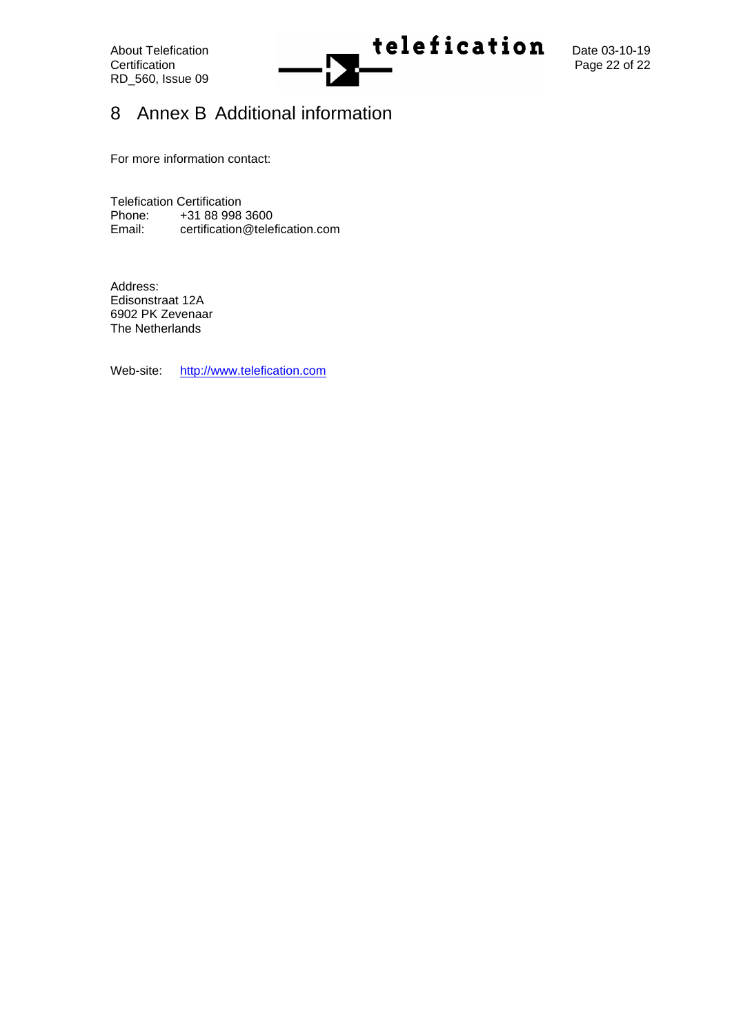# 8 Annex B Additional information

For more information contact:

Telefication Certification
Phone: +31 88 998 3600
Email: certification@telefication.com

Address:
Edisonstraat 12A
6902 PK Zevenaar
The Netherlands

Web-site: [http://www.telefication.com](http://www.telefication.com)